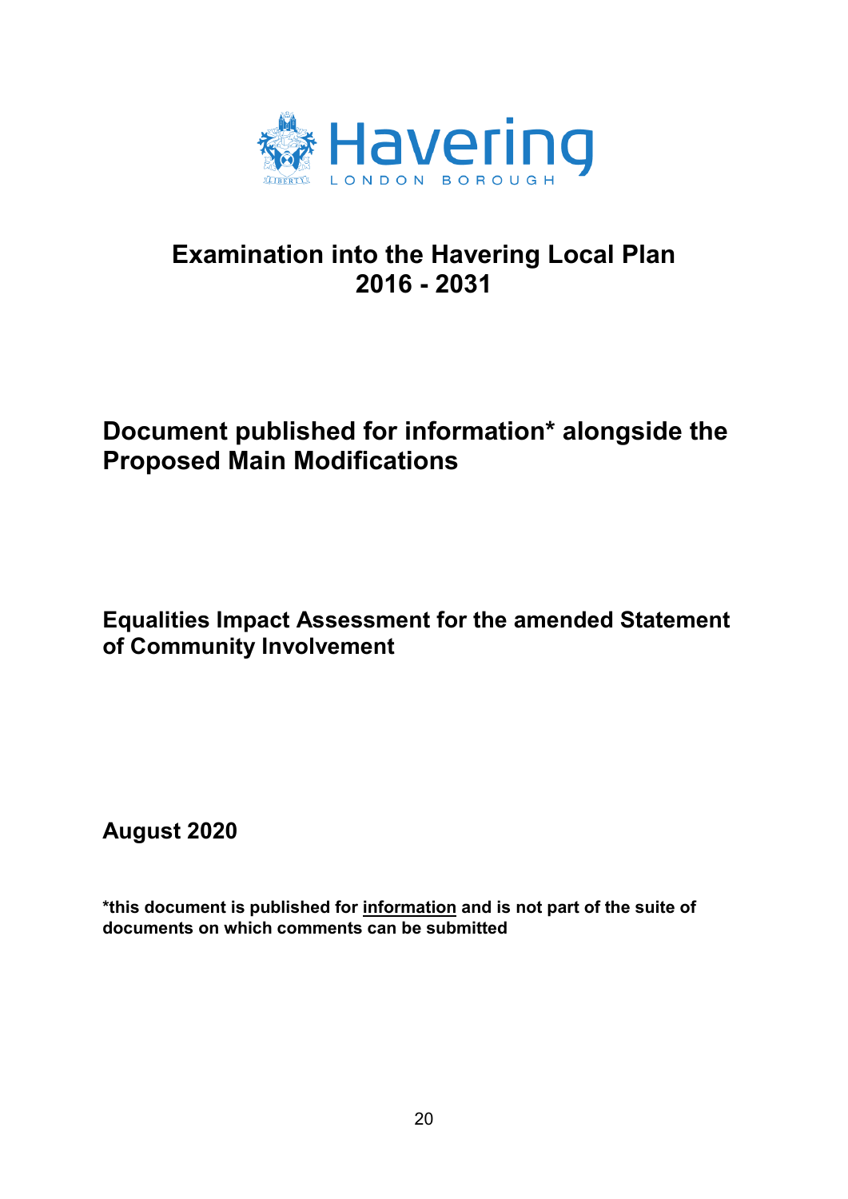Havering

LONDON BOROUGH

# Examination into the Havering Local Plan 2016 - 2031

## Document published for information* alongside the Proposed Main Modifications

## Equalities Impact Assessment for the amended Statement of Community Involvement

**August 2020**

***this document is published for information and is not part of the suite of documents on which comments can be submitted**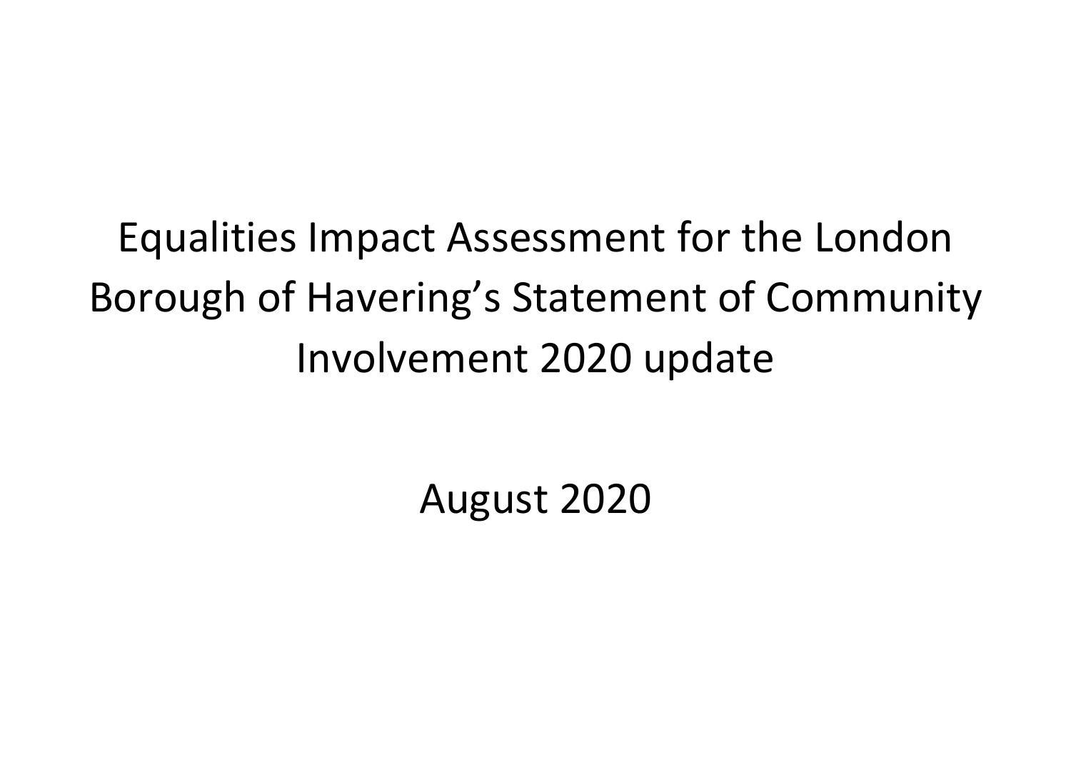# Equalities Impact Assessment for the London Borough of Havering's Statement of Community Involvement 2020 update

August 2020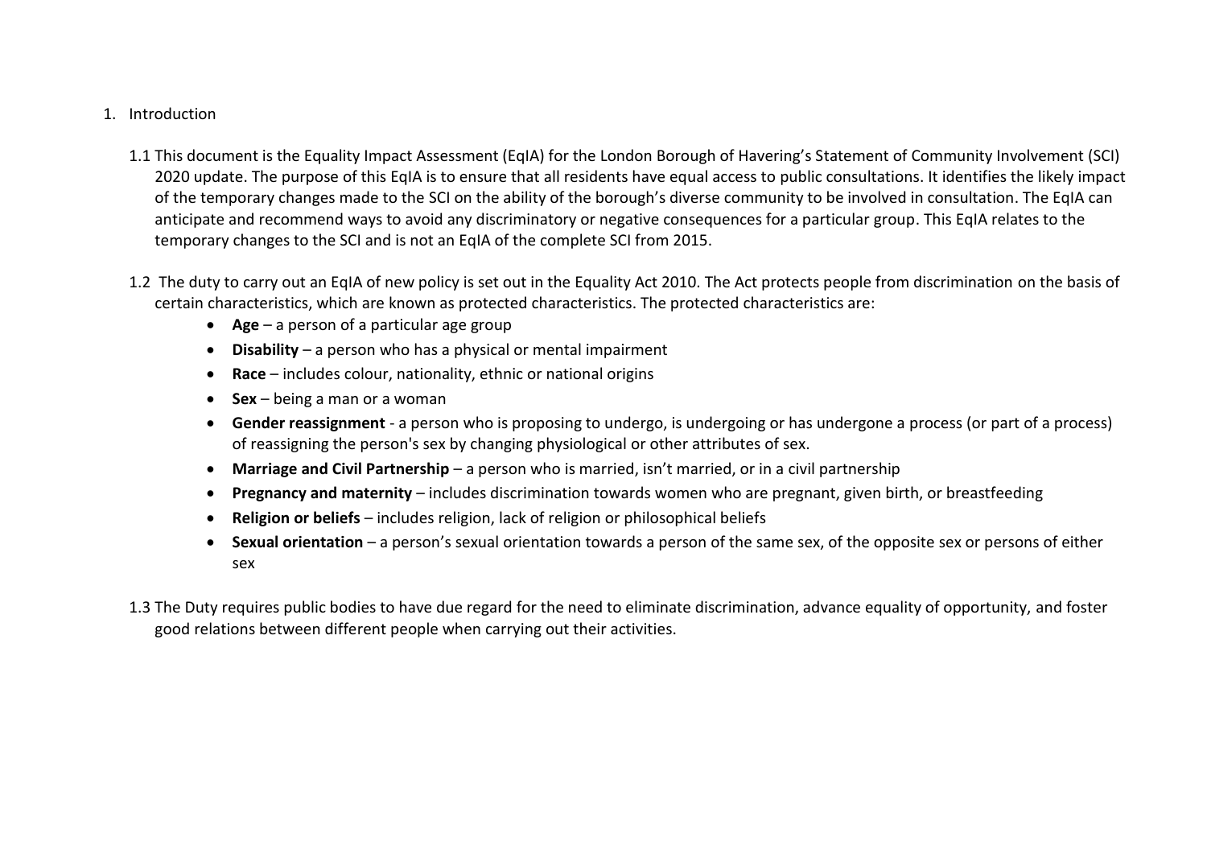1. Introduction

1.1 This document is the Equality Impact Assessment (EqIA) for the London Borough of Havering's Statement of Community Involvement (SCI) 2020 update. The purpose of this EqIA is to ensure that all residents have equal access to public consultations. It identifies the likely impact of the temporary changes made to the SCI on the ability of the borough's diverse community to be involved in consultation. The EqIA can anticipate and recommend ways to avoid any discriminatory or negative consequences for a particular group. This EqIA relates to the temporary changes to the SCI and is not an EqIA of the complete SCI from 2015.

1.2 The duty to carry out an EqIA of new policy is set out in the Equality Act 2010. The Act protects people from discrimination on the basis of certain characteristics, which are known as protected characteristics. The protected characteristics are:

- **Age** – a person of a particular age group
- **Disability** – a person who has a physical or mental impairment
- **Race** – includes colour, nationality, ethnic or national origins
- **Sex** – being a man or a woman
- **Gender reassignment** - a person who is proposing to undergo, is undergoing or has undergone a process (or part of a process) of reassigning the person's sex by changing physiological or other attributes of sex.
- **Marriage and Civil Partnership** – a person who is married, isn't married, or in a civil partnership
- **Pregnancy and maternity** – includes discrimination towards women who are pregnant, given birth, or breastfeeding
- **Religion or beliefs** – includes religion, lack of religion or philosophical beliefs
- **Sexual orientation** – a person's sexual orientation towards a person of the same sex, of the opposite sex or persons of either sex

1.3 The Duty requires public bodies to have due regard for the need to eliminate discrimination, advance equality of opportunity, and foster good relations between different people when carrying out their activities.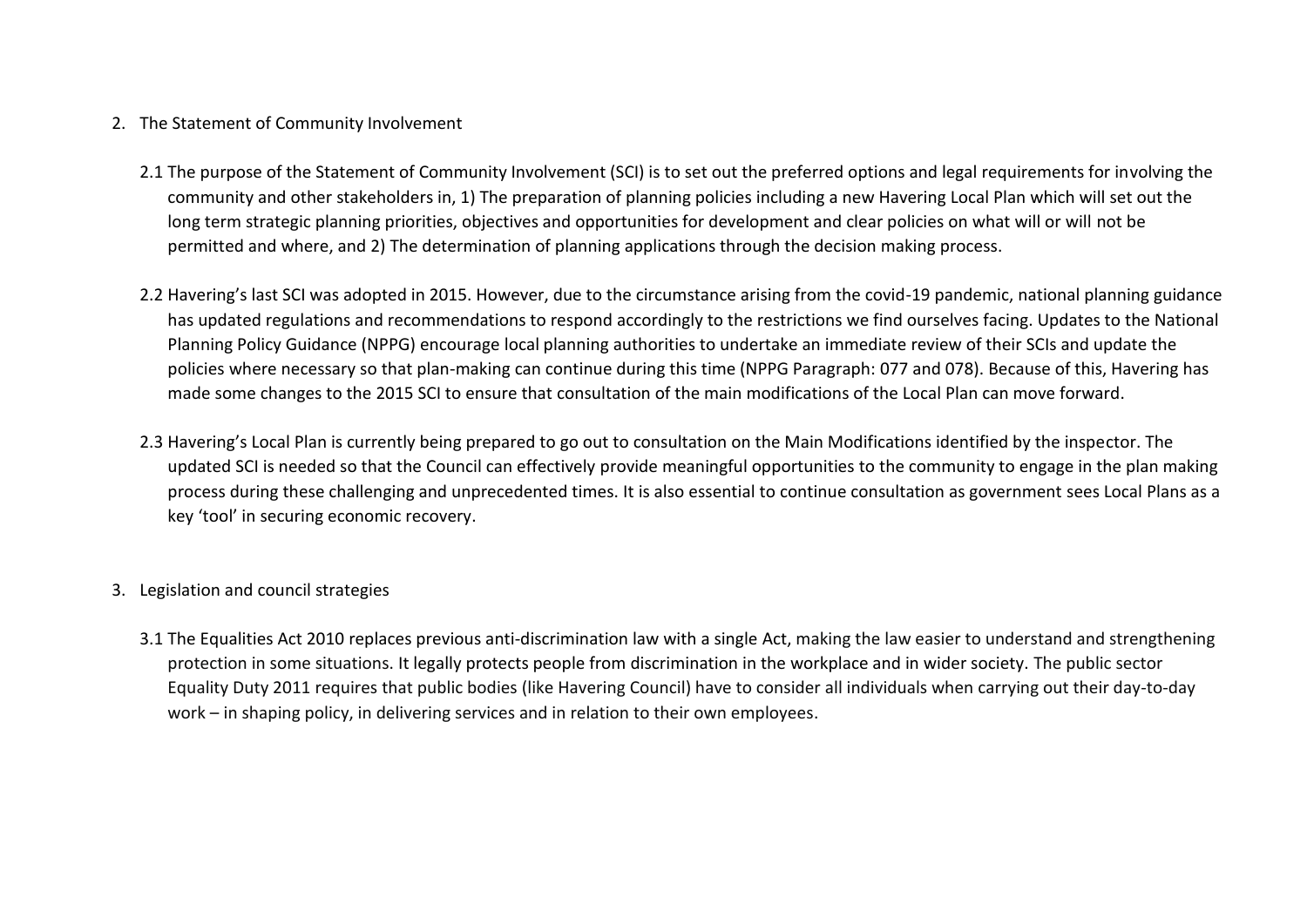## 2. The Statement of Community Involvement

2.1 The purpose of the Statement of Community Involvement (SCI) is to set out the preferred options and legal requirements for involving the community and other stakeholders in, 1) The preparation of planning policies including a new Havering Local Plan which will set out the long term strategic planning priorities, objectives and opportunities for development and clear policies on what will or will not be permitted and where, and 2) The determination of planning applications through the decision making process.

2.2 Havering's last SCI was adopted in 2015. However, due to the circumstance arising from the covid-19 pandemic, national planning guidance has updated regulations and recommendations to respond accordingly to the restrictions we find ourselves facing. Updates to the National Planning Policy Guidance (NPPG) encourage local planning authorities to undertake an immediate review of their SCIs and update the policies where necessary so that plan-making can continue during this time (NPPG Paragraph: 077 and 078). Because of this, Havering has made some changes to the 2015 SCI to ensure that consultation of the main modifications of the Local Plan can move forward.

2.3 Havering's Local Plan is currently being prepared to go out to consultation on the Main Modifications identified by the inspector. The updated SCI is needed so that the Council can effectively provide meaningful opportunities to the community to engage in the plan making process during these challenging and unprecedented times. It is also essential to continue consultation as government sees Local Plans as a key 'tool' in securing economic recovery.

## 3. Legislation and council strategies

3.1 The Equalities Act 2010 replaces previous anti-discrimination law with a single Act, making the law easier to understand and strengthening protection in some situations. It legally protects people from discrimination in the workplace and in wider society. The public sector Equality Duty 2011 requires that public bodies (like Havering Council) have to consider all individuals when carrying out their day-to-day work – in shaping policy, in delivering services and in relation to their own employees.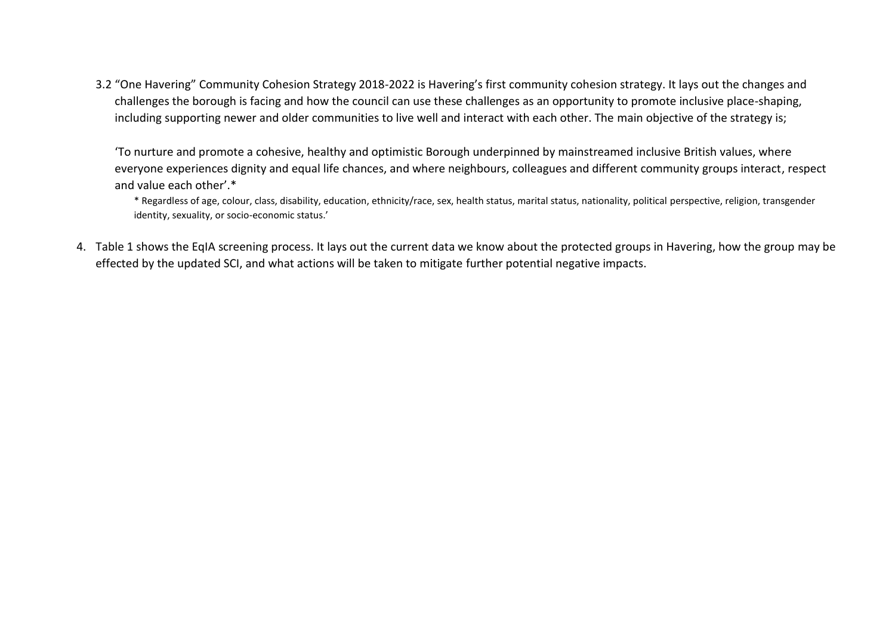3.2 "One Havering" Community Cohesion Strategy 2018-2022 is Havering's first community cohesion strategy. It lays out the changes and challenges the borough is facing and how the council can use these challenges as an opportunity to promote inclusive place-shaping, including supporting newer and older communities to live well and interact with each other. The main objective of the strategy is;

'To nurture and promote a cohesive, healthy and optimistic Borough underpinned by mainstreamed inclusive British values, where everyone experiences dignity and equal life chances, and where neighbours, colleagues and different community groups interact, respect and value each other'.*

\* Regardless of age, colour, class, disability, education, ethnicity/race, sex, health status, marital status, nationality, political perspective, religion, transgender identity, sexuality, or socio-economic status.'

4. Table 1 shows the EqIA screening process. It lays out the current data we know about the protected groups in Havering, how the group may be effected by the updated SCI, and what actions will be taken to mitigate further potential negative impacts.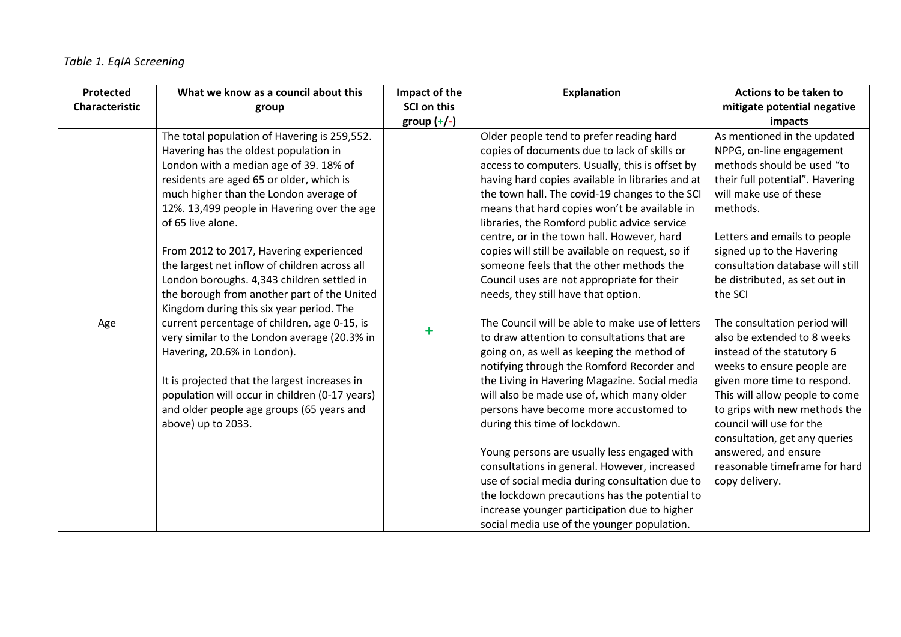*Table 1. EqIA Screening*

| Protected Characteristic | What we know as a council about this group | Impact of the SCI on this group (+/-) | Explanation | Actions to be taken to mitigate potential negative impacts |
|---|---|---|---|---|
| Age | The total population of Havering is 259,552. Havering has the oldest population in London with a median age of 39. 18% of residents are aged 65 or older, which is much higher than the London average of 12%. 13,499 people in Havering over the age of 65 live alone.<br><br>From 2012 to 2017, Havering experienced the largest net inflow of children across all London boroughs. 4,343 children settled in the borough from another part of the United Kingdom during this six year period. The current percentage of children, age 0-15, is very similar to the London average (20.3% in Havering, 20.6% in London).<br><br>It is projected that the largest increases in population will occur in children (0-17 years) and older people age groups (65 years and above) up to 2033. | + | Older people tend to prefer reading hard copies of documents due to lack of skills or access to computers. Usually, this is offset by having hard copies available in libraries and at the town hall. The covid-19 changes to the SCI means that hard copies won't be available in libraries, the Romford public advice service centre, or in the town hall. However, hard copies will still be available on request, so if someone feels that the other methods the Council uses are not appropriate for their needs, they still have that option.<br><br>The Council will be able to make use of letters to draw attention to consultations that are going on, as well as keeping the method of notifying through the Romford Recorder and the Living in Havering Magazine. Social media will also be made use of, which many older persons have become more accustomed to during this time of lockdown.<br><br>Young persons are usually less engaged with consultations in general. However, increased use of social media during consultation due to the lockdown precautions has the potential to increase younger participation due to higher social media use of the younger population. | As mentioned in the updated NPPG, on-line engagement methods should be used "to their full potential". Havering will make use of these methods.<br><br>Letters and emails to people signed up to the Havering consultation database will still be distributed, as set out in the SCI<br><br>The consultation period will also be extended to 8 weeks instead of the statutory 6 weeks to ensure people are given more time to respond. This will allow people to come to grips with new methods the council will use for the consultation, get any queries answered, and ensure reasonable timeframe for hard copy delivery. |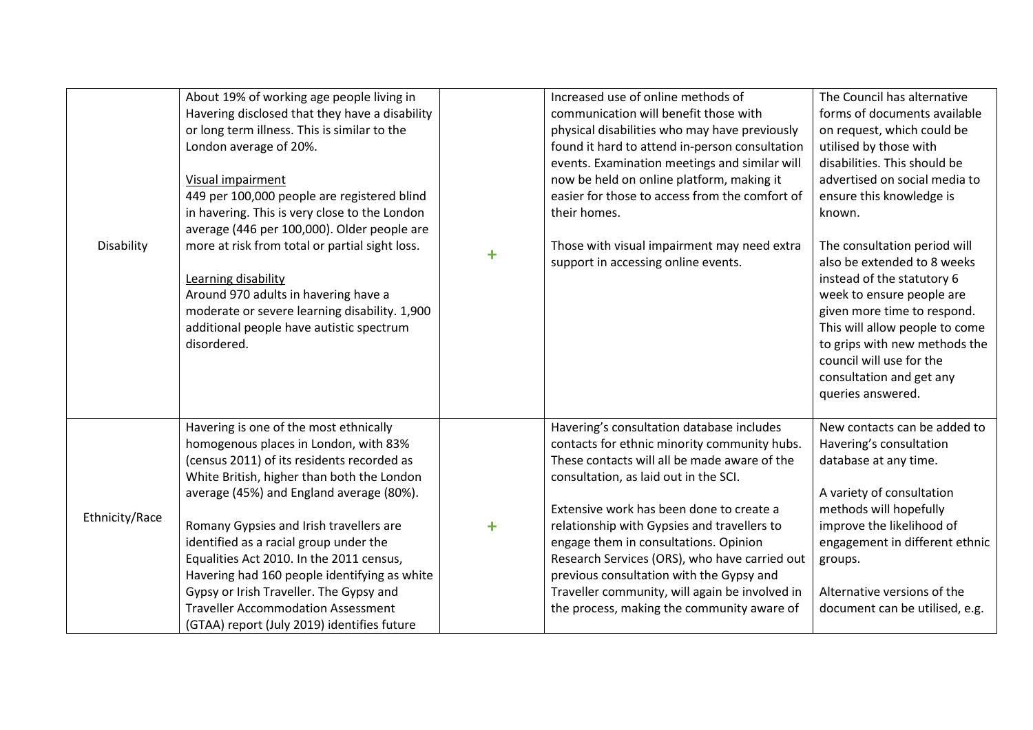| | | | | |
|---|---|---|---|---|
| Disability | About 19% of working age people living in Havering disclosed that they have a disability or long term illness. This is similar to the London average of 20%.<br><br><u>Visual impairment</u><br>449 per 100,000 people are registered blind in havering. This is very close to the London average (446 per 100,000). Older people are more at risk from total or partial sight loss.<br><br><u>Learning disability</u><br>Around 970 adults in havering have a moderate or severe learning disability. 1,900 additional people have autistic spectrum disordered. | | + | Increased use of online methods of communication will benefit those with physical disabilities who may have previously found it hard to attend in-person consultation events. Examination meetings and similar will now be held on online platform, making it easier for those to access from the comfort of their homes.<br><br>Those with visual impairment may need extra support in accessing online events. | The Council has alternative forms of documents available on request, which could be utilised by those with disabilities. This should be advertised on social media to ensure this knowledge is known.<br><br>The consultation period will also be extended to 8 weeks instead of the statutory 6 week to ensure people are given more time to respond. This will allow people to come to grips with new methods the council will use for the consultation and get any queries answered. |
| Ethnicity/Race | Havering is one of the most ethnically homogenous places in London, with 83% (census 2011) of its residents recorded as White British, higher than both the London average (45%) and England average (80%).<br><br>Romany Gypsies and Irish travellers are identified as a racial group under the Equalities Act 2010. In the 2011 census, Havering had 160 people identifying as white Gypsy or Irish Traveller. The Gypsy and Traveller Accommodation Assessment (GTAA) report (July 2019) identifies future | | + | Havering's consultation database includes contacts for ethnic minority community hubs. These contacts will all be made aware of the consultation, as laid out in the SCI.<br><br>Extensive work has been done to create a relationship with Gypsies and travellers to engage them in consultations. Opinion Research Services (ORS), who have carried out previous consultation with the Gypsy and Traveller community, will again be involved in the process, making the community aware of | New contacts can be added to Havering's consultation database at any time.<br><br>A variety of consultation methods will hopefully improve the likelihood of engagement in different ethnic groups.<br><br>Alternative versions of the document can be utilised, e.g. |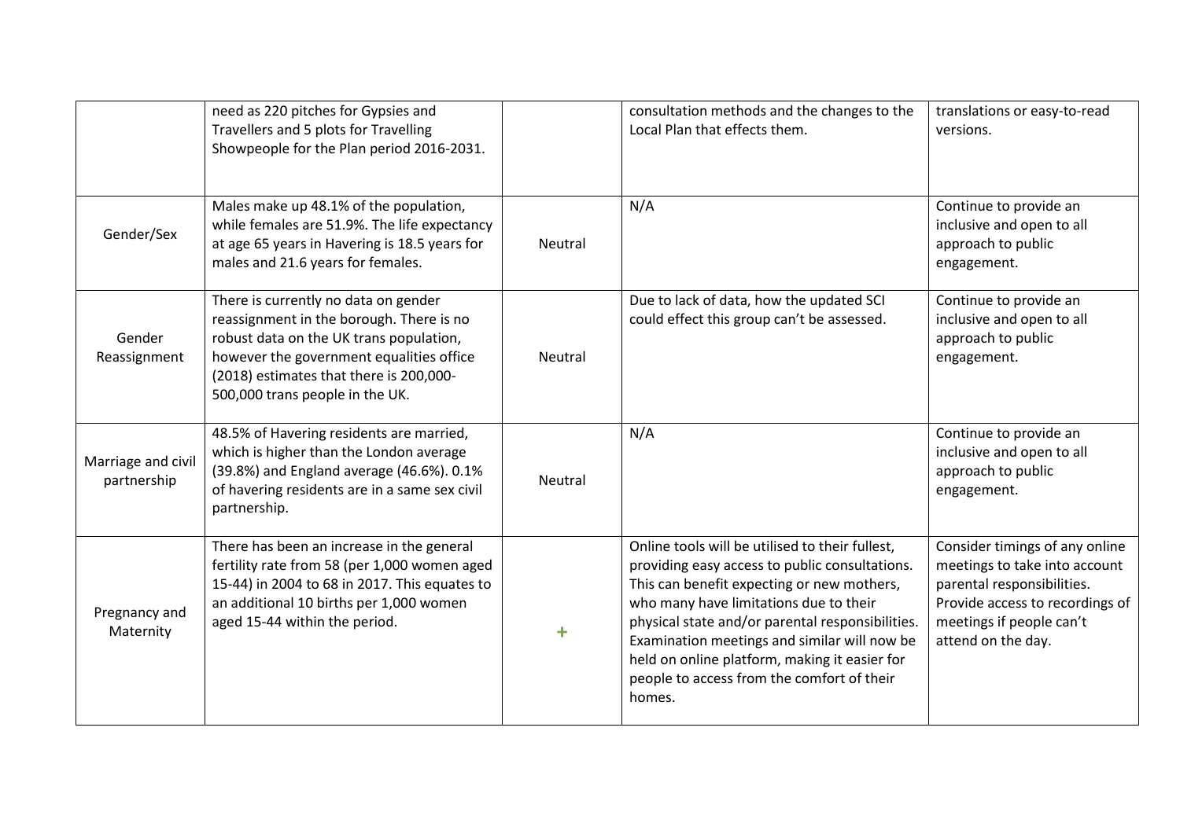|  | need as 220 pitches for Gypsies and Travellers and 5 plots for Travelling Showpeople for the Plan period 2016-2031. |  | consultation methods and the changes to the Local Plan that effects them. | translations or easy-to-read versions. |
|---|---|---|---|---|
| Gender/Sex | Males make up 48.1% of the population, while females are 51.9%. The life expectancy at age 65 years in Havering is 18.5 years for males and 21.6 years for females. | Neutral | N/A | Continue to provide an inclusive and open to all approach to public engagement. |
| Gender Reassignment | There is currently no data on gender reassignment in the borough. There is no robust data on the UK trans population, however the government equalities office (2018) estimates that there is 200,000-500,000 trans people in the UK. | Neutral | Due to lack of data, how the updated SCI could effect this group can't be assessed. | Continue to provide an inclusive and open to all approach to public engagement. |
| Marriage and civil partnership | 48.5% of Havering residents are married, which is higher than the London average (39.8%) and England average (46.6%). 0.1% of havering residents are in a same sex civil partnership. | Neutral | N/A | Continue to provide an inclusive and open to all approach to public engagement. |
| Pregnancy and Maternity | There has been an increase in the general fertility rate from 58 (per 1,000 women aged 15-44) in 2004 to 68 in 2017. This equates to an additional 10 births per 1,000 women aged 15-44 within the period. | + | Online tools will be utilised to their fullest, providing easy access to public consultations. This can benefit expecting or new mothers, who many have limitations due to their physical state and/or parental responsibilities. Examination meetings and similar will now be held on online platform, making it easier for people to access from the comfort of their homes. | Consider timings of any online meetings to take into account parental responsibilities. Provide access to recordings of meetings if people can't attend on the day. |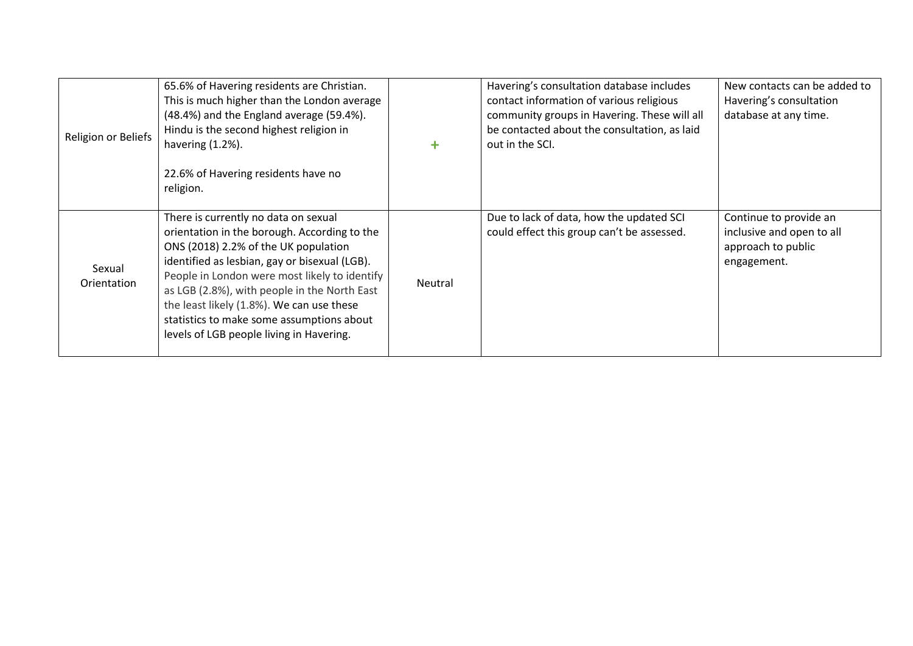| | | | | |
|---|---|---|---|---|
| Religion or Beliefs | 65.6% of Havering residents are Christian. This is much higher than the London average (48.4%) and the England average (59.4%). Hindu is the second highest religion in havering (1.2%).<br><br>22.6% of Havering residents have no religion. | + | Havering's consultation database includes contact information of various religious community groups in Havering. These will all be contacted about the consultation, as laid out in the SCI. | New contacts can be added to Havering's consultation database at any time. |
| Sexual Orientation | There is currently no data on sexual orientation in the borough. According to the ONS (2018) 2.2% of the UK population identified as lesbian, gay or bisexual (LGB). People in London were most likely to identify as LGB (2.8%), with people in the North East the least likely (1.8%). We can use these statistics to make some assumptions about levels of LGB people living in Havering. | Neutral | Due to lack of data, how the updated SCI could effect this group can't be assessed. | Continue to provide an inclusive and open to all approach to public engagement. |